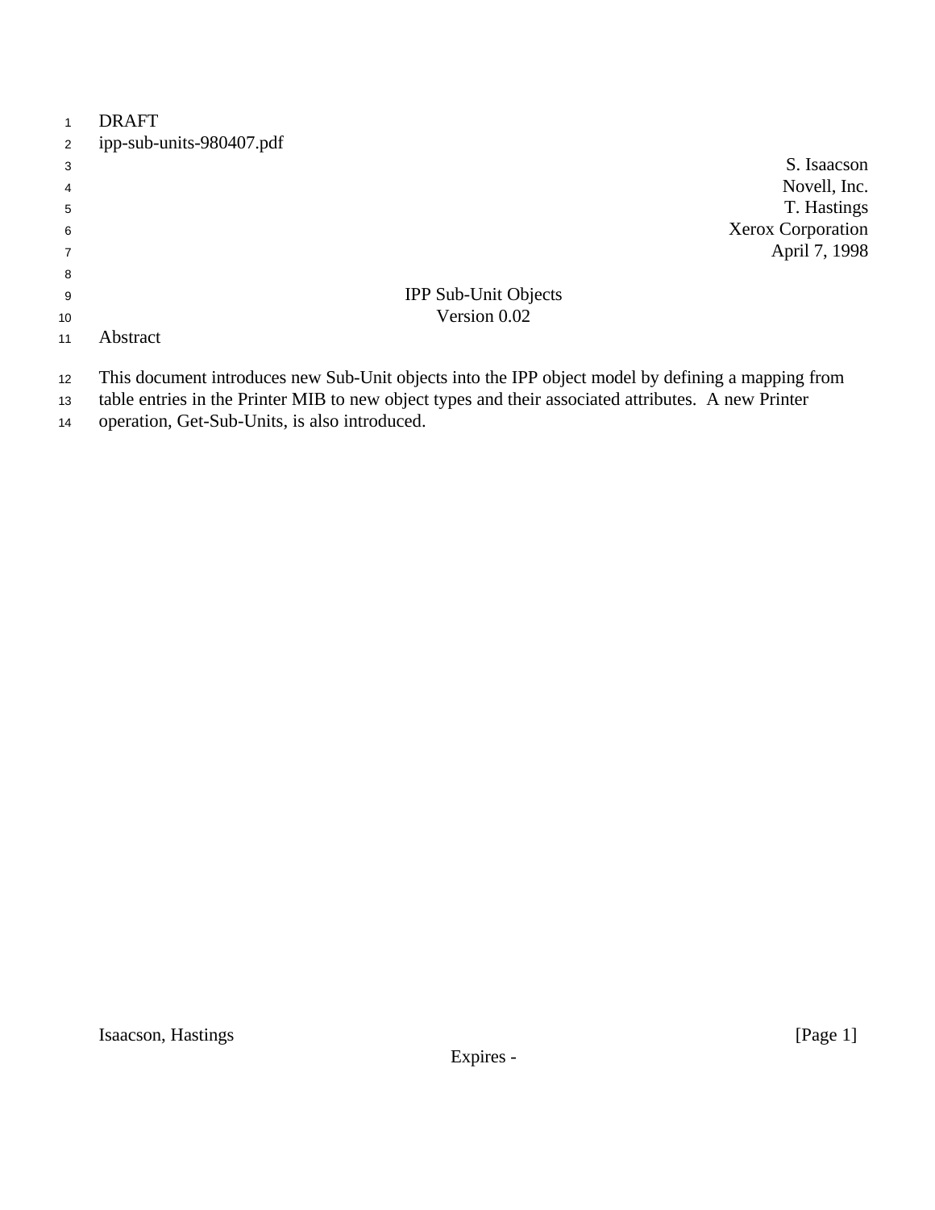DRAFT

ipp-sub-units-980407.pdf

S. Isaacson
Novell, Inc.
T. Hastings
Xerox Corporation
April 7, 1998

# IPP Sub-Unit Objects
Version 0.02

## Abstract

This document introduces new Sub-Unit objects into the IPP object model by defining a mapping from table entries in the Printer MIB to new object types and their associated attributes. A new Printer operation, Get-Sub-Units, is also introduced.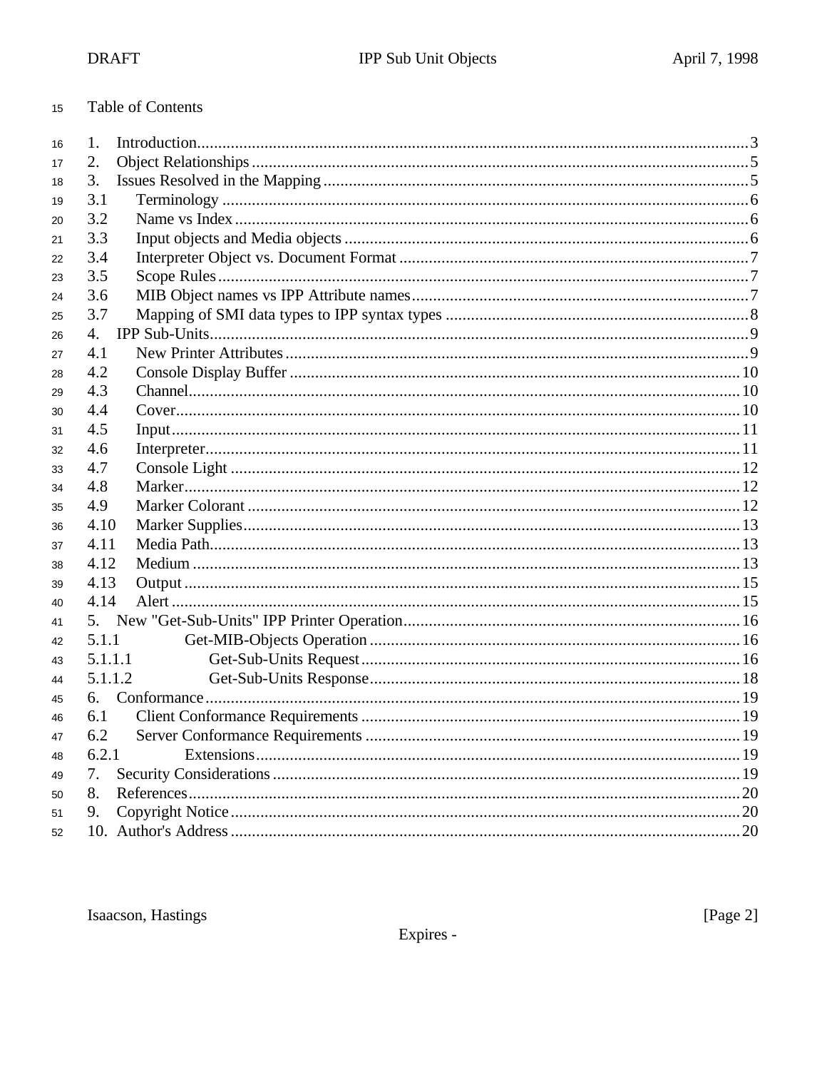Table of Contents

1. Introduction.....3
2. Object Relationships.....5
3. Issues Resolved in the Mapping.....5
3.1 Terminology.....6
3.2 Name vs Index.....6
3.3 Input objects and Media objects.....6
3.4 Interpreter Object vs. Document Format.....7
3.5 Scope Rules.....7
3.6 MIB Object names vs IPP Attribute names.....7
3.7 Mapping of SMI data types to IPP syntax types.....8
4. IPP Sub-Units.....9
4.1 New Printer Attributes.....9
4.2 Console Display Buffer.....10
4.3 Channel.....10
4.4 Cover.....10
4.5 Input.....11
4.6 Interpreter.....11
4.7 Console Light.....12
4.8 Marker.....12
4.9 Marker Colorant.....12
4.10 Marker Supplies.....13
4.11 Media Path.....13
4.12 Medium.....13
4.13 Output.....15
4.14 Alert.....15
5. New "Get-Sub-Units" IPP Printer Operation.....16
5.1.1 Get-MIB-Objects Operation.....16
5.1.1.1 Get-Sub-Units Request.....16
5.1.1.2 Get-Sub-Units Response.....18
6. Conformance.....19
6.1 Client Conformance Requirements.....19
6.2 Server Conformance Requirements.....19
6.2.1 Extensions.....19
7. Security Considerations.....19
8. References.....20
9. Copyright Notice.....20
10. Author's Address.....20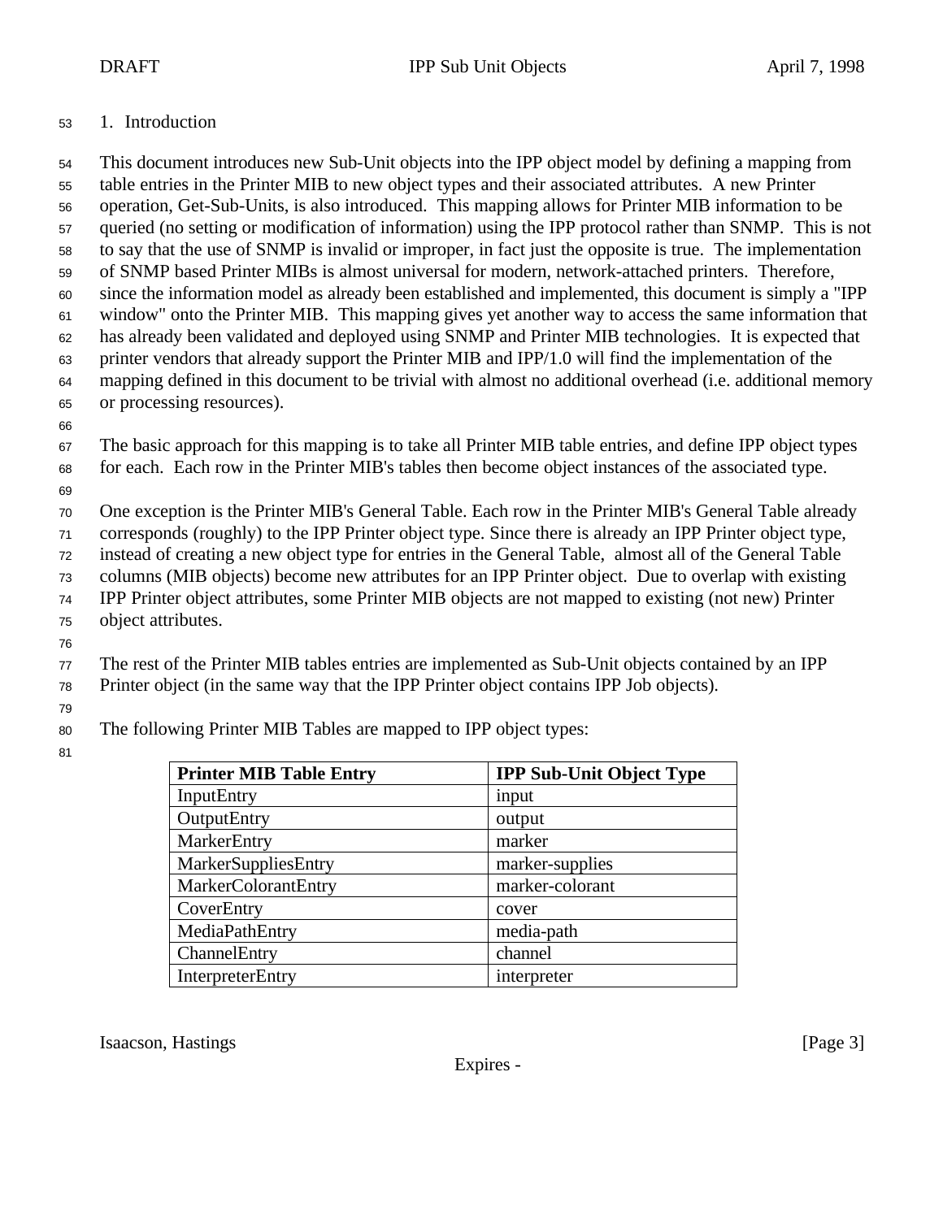# 1. Introduction

This document introduces new Sub-Unit objects into the IPP object model by defining a mapping from table entries in the Printer MIB to new object types and their associated attributes. A new Printer operation, Get-Sub-Units, is also introduced. This mapping allows for Printer MIB information to be queried (no setting or modification of information) using the IPP protocol rather than SNMP. This is not to say that the use of SNMP is invalid or improper, in fact just the opposite is true. The implementation of SNMP based Printer MIBs is almost universal for modern, network-attached printers. Therefore, since the information model as already been established and implemented, this document is simply a "IPP window" onto the Printer MIB. This mapping gives yet another way to access the same information that has already been validated and deployed using SNMP and Printer MIB technologies. It is expected that printer vendors that already support the Printer MIB and IPP/1.0 will find the implementation of the mapping defined in this document to be trivial with almost no additional overhead (i.e. additional memory or processing resources).

The basic approach for this mapping is to take all Printer MIB table entries, and define IPP object types for each. Each row in the Printer MIB's tables then become object instances of the associated type.

One exception is the Printer MIB's General Table. Each row in the Printer MIB's General Table already corresponds (roughly) to the IPP Printer object type. Since there is already an IPP Printer object type, instead of creating a new object type for entries in the General Table, almost all of the General Table columns (MIB objects) become new attributes for an IPP Printer object. Due to overlap with existing IPP Printer object attributes, some Printer MIB objects are not mapped to existing (not new) Printer object attributes.

The rest of the Printer MIB tables entries are implemented as Sub-Unit objects contained by an IPP Printer object (in the same way that the IPP Printer object contains IPP Job objects).

The following Printer MIB Tables are mapped to IPP object types:

| Printer MIB Table Entry | IPP Sub-Unit Object Type |
|---|---|
| InputEntry | input |
| OutputEntry | output |
| MarkerEntry | marker |
| MarkerSuppliesEntry | marker-supplies |
| MarkerColorantEntry | marker-colorant |
| CoverEntry | cover |
| MediaPathEntry | media-path |
| ChannelEntry | channel |
| InterpreterEntry | interpreter |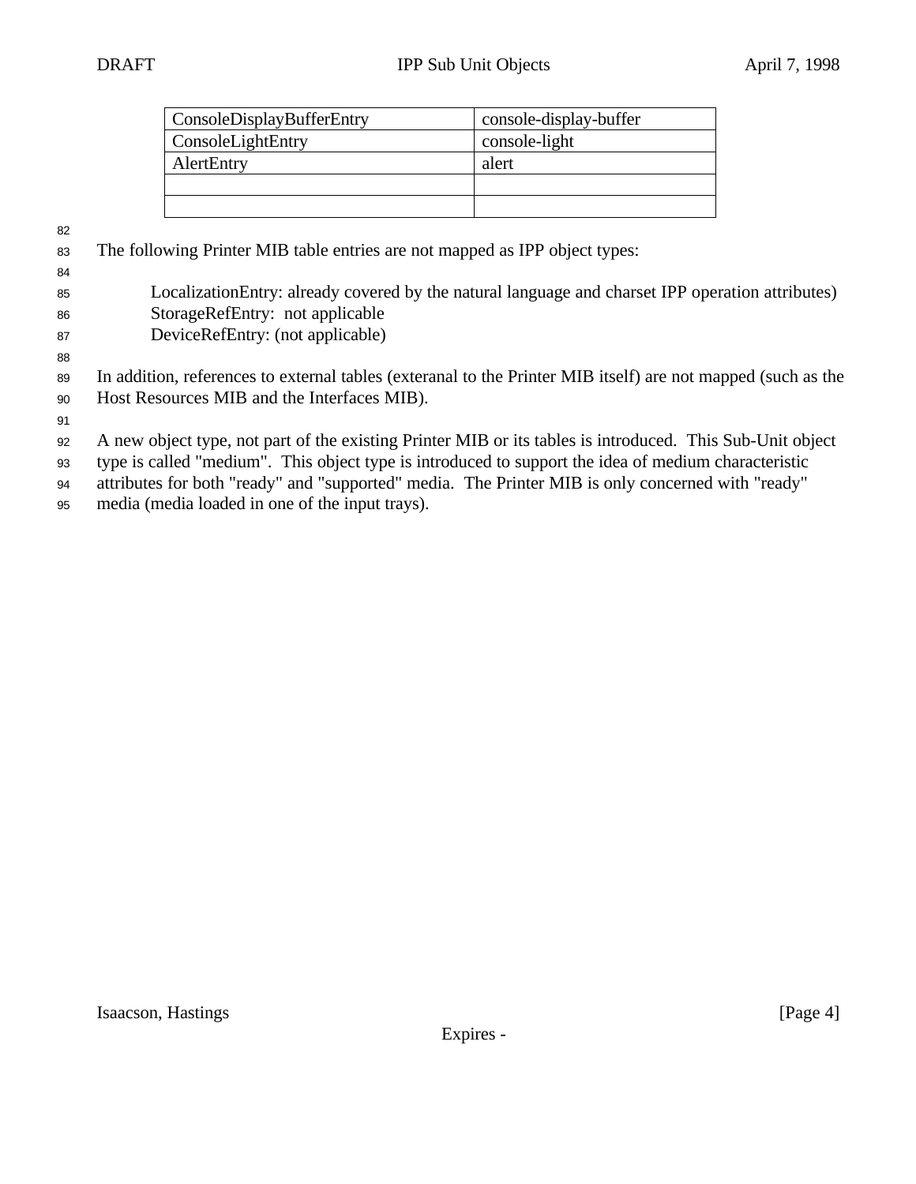| ConsoleDisplayBufferEntry | console-display-buffer |
| --- | --- |
| ConsoleLightEntry | console-light |
| AlertEntry | alert |
| | |
| | |

The following Printer MIB table entries are not mapped as IPP object types:

LocalizationEntry: already covered by the natural language and charset IPP operation attributes)
StorageRefEntry: not applicable
DeviceRefEntry: (not applicable)

In addition, references to external tables (exteranal to the Printer MIB itself) are not mapped (such as the Host Resources MIB and the Interfaces MIB).

A new object type, not part of the existing Printer MIB or its tables is introduced. This Sub-Unit object type is called "medium". This object type is introduced to support the idea of medium characteristic attributes for both "ready" and "supported" media. The Printer MIB is only concerned with "ready" media (media loaded in one of the input trays).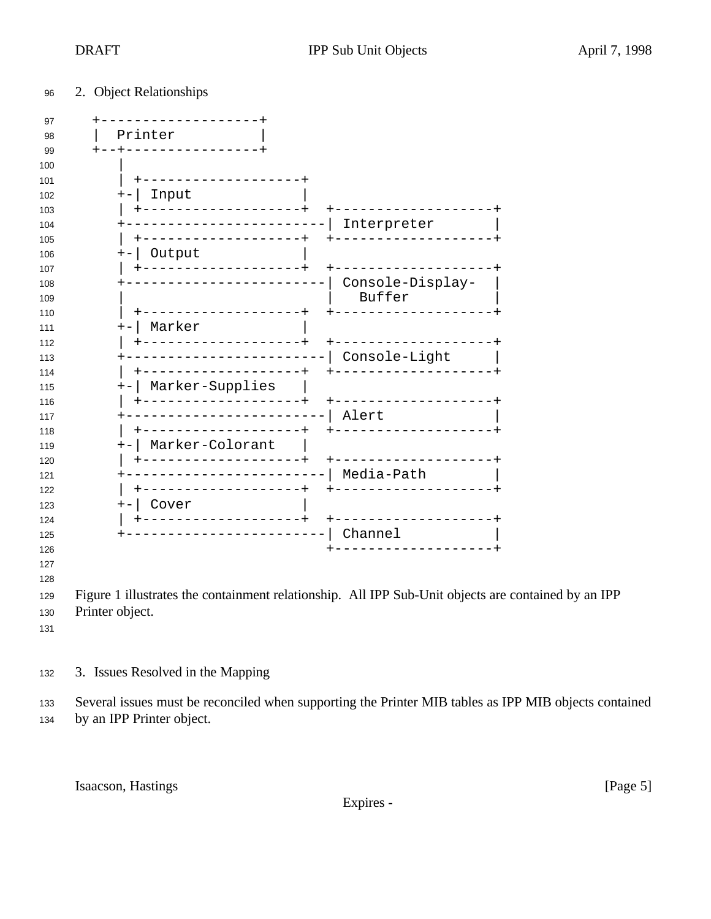## 2. Object Relationships

```
+-------------------+
|  Printer          |
+--+----------------+
   |
   | +-------------------+
   +-| Input             |
   | +-------------------+  +-------------------+
   +------------------------| Interpreter       |
   | +-------------------+  +-------------------+
   +-| Output            |
   | +-------------------+  +-------------------+
   +------------------------| Console-Display-  |
   |                        |   Buffer          |
   | +-------------------+  +-------------------+
   +-| Marker            |
   | +-------------------+  +-------------------+
   +------------------------| Console-Light     |
   | +-------------------+  +-------------------+
   +-| Marker-Supplies   |
   | +-------------------+  +-------------------+
   +------------------------| Alert             |
   | +-------------------+  +-------------------+
   +-| Marker-Colorant   |
   | +-------------------+  +-------------------+
   +------------------------| Media-Path        |
   | +-------------------+  +-------------------+
   +-| Cover             |
   | +-------------------+  +-------------------+
   +------------------------| Channel           |
                            +-------------------+
```

Figure 1 illustrates the containment relationship. All IPP Sub-Unit objects are contained by an IPP Printer object.

## 3. Issues Resolved in the Mapping

Several issues must be reconciled when supporting the Printer MIB tables as IPP MIB objects contained by an IPP Printer object.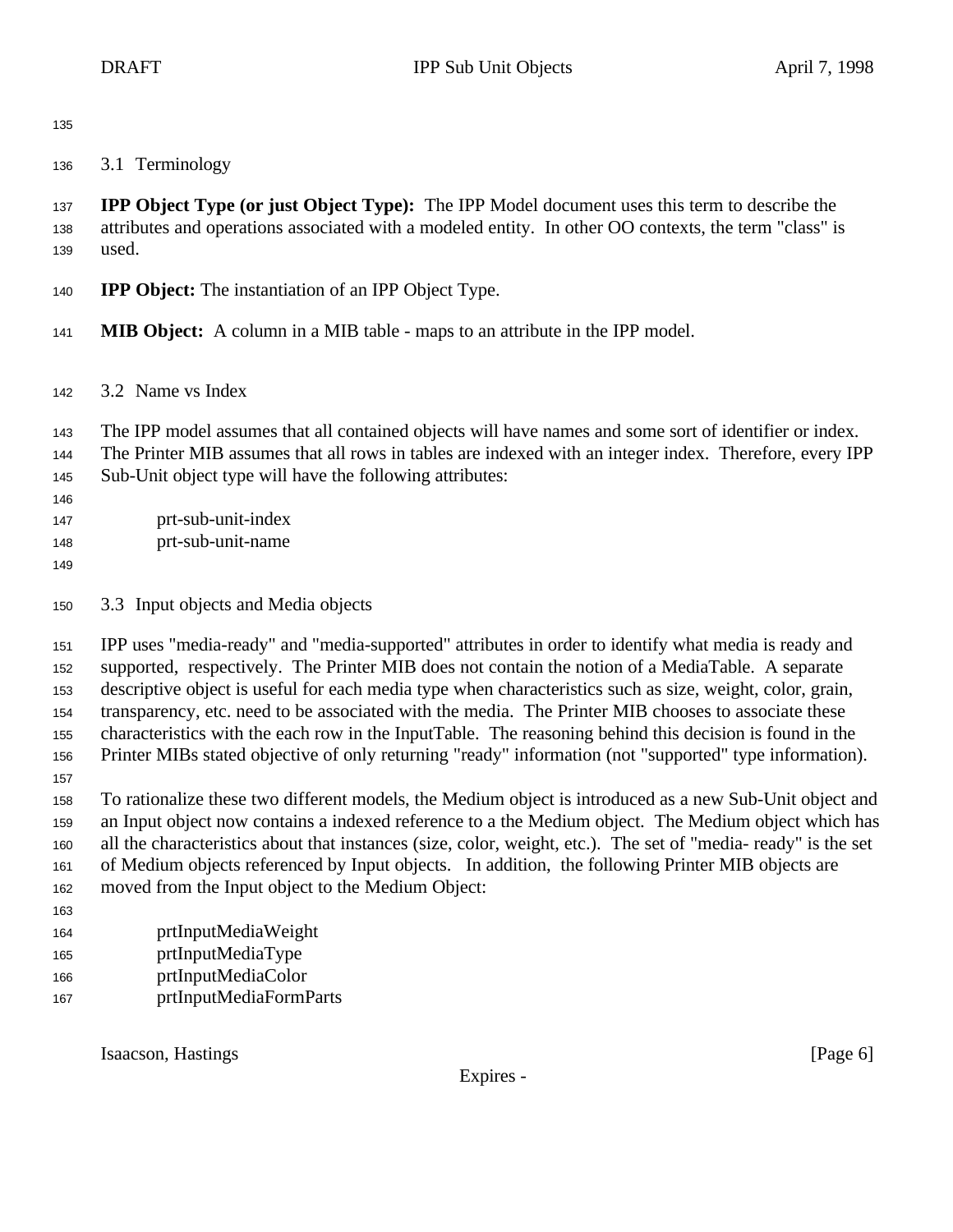## 3.1 Terminology

**IPP Object Type (or just Object Type):** The IPP Model document uses this term to describe the attributes and operations associated with a modeled entity. In other OO contexts, the term "class" is used.

**IPP Object:** The instantiation of an IPP Object Type.

**MIB Object:** A column in a MIB table - maps to an attribute in the IPP model.

## 3.2 Name vs Index

The IPP model assumes that all contained objects will have names and some sort of identifier or index. The Printer MIB assumes that all rows in tables are indexed with an integer index. Therefore, every IPP Sub-Unit object type will have the following attributes:

    prt-sub-unit-index
    prt-sub-unit-name

## 3.3 Input objects and Media objects

IPP uses "media-ready" and "media-supported" attributes in order to identify what media is ready and supported, respectively. The Printer MIB does not contain the notion of a MediaTable. A separate descriptive object is useful for each media type when characteristics such as size, weight, color, grain, transparency, etc. need to be associated with the media. The Printer MIB chooses to associate these characteristics with the each row in the InputTable. The reasoning behind this decision is found in the Printer MIBs stated objective of only returning "ready" information (not "supported" type information).

To rationalize these two different models, the Medium object is introduced as a new Sub-Unit object and an Input object now contains a indexed reference to a the Medium object. The Medium object which has all the characteristics about that instances (size, color, weight, etc.). The set of "media- ready" is the set of Medium objects referenced by Input objects. In addition, the following Printer MIB objects are moved from the Input object to the Medium Object:

    prtInputMediaWeight
    prtInputMediaType
    prtInputMediaColor
    prtInputMediaFormParts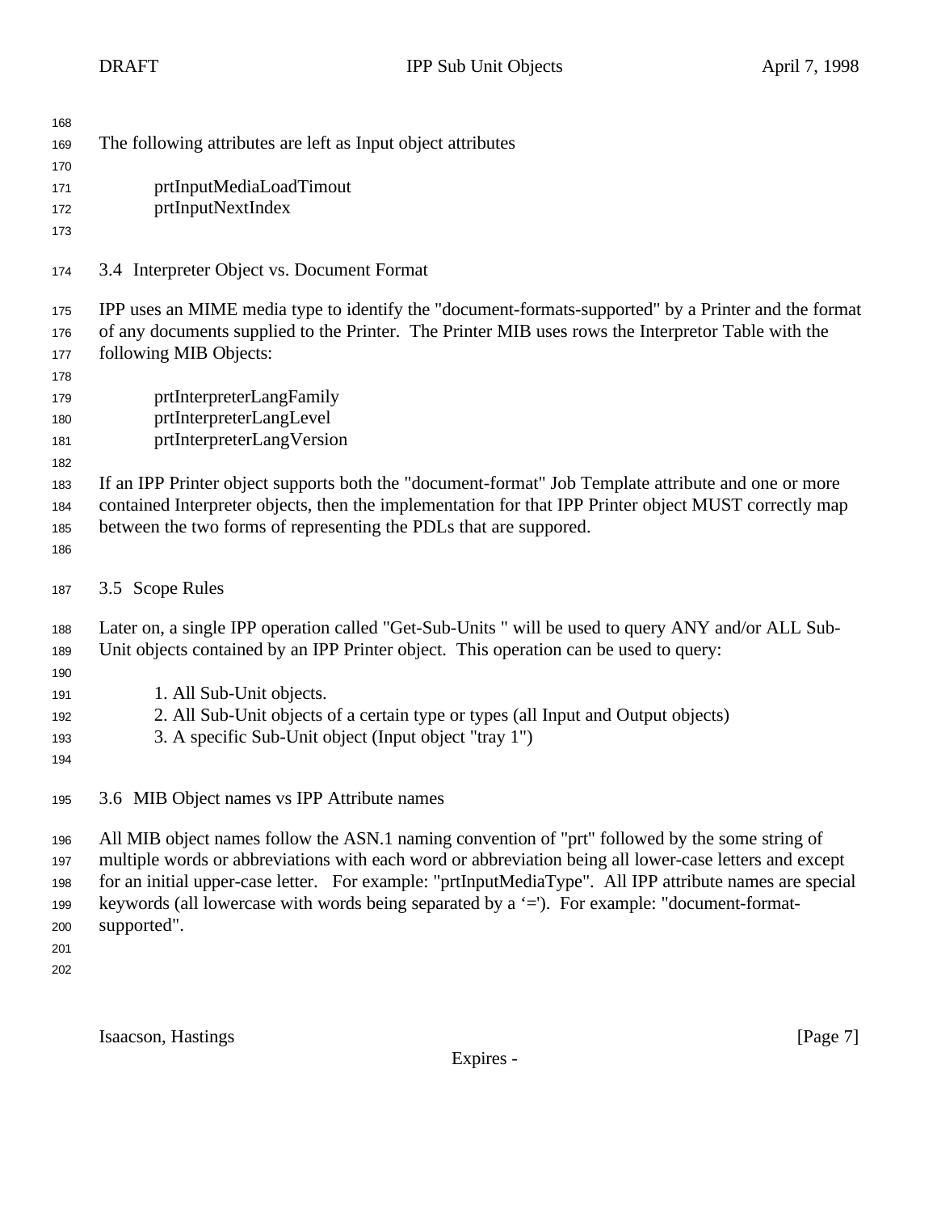The following attributes are left as Input object attributes

prtInputMediaLoadTimout
prtInputNextIndex

### 3.4 Interpreter Object vs. Document Format

IPP uses an MIME media type to identify the "document-formats-supported" by a Printer and the format of any documents supplied to the Printer. The Printer MIB uses rows the Interpretor Table with the following MIB Objects:

prtInterpreterLangFamily
prtInterpreterLangLevel
prtInterpreterLangVersion

If an IPP Printer object supports both the "document-format" Job Template attribute and one or more contained Interpreter objects, then the implementation for that IPP Printer object MUST correctly map between the two forms of representing the PDLs that are suppored.

### 3.5 Scope Rules

Later on, a single IPP operation called "Get-Sub-Units " will be used to query ANY and/or ALL Sub-Unit objects contained by an IPP Printer object. This operation can be used to query:

1. All Sub-Unit objects.
2. All Sub-Unit objects of a certain type or types (all Input and Output objects)
3. A specific Sub-Unit object (Input object "tray 1")

### 3.6 MIB Object names vs IPP Attribute names

All MIB object names follow the ASN.1 naming convention of "prt" followed by the some string of multiple words or abbreviations with each word or abbreviation being all lower-case letters and except for an initial upper-case letter. For example: "prtInputMediaType". All IPP attribute names are special keywords (all lowercase with words being separated by a '='). For example: "document-format-supported".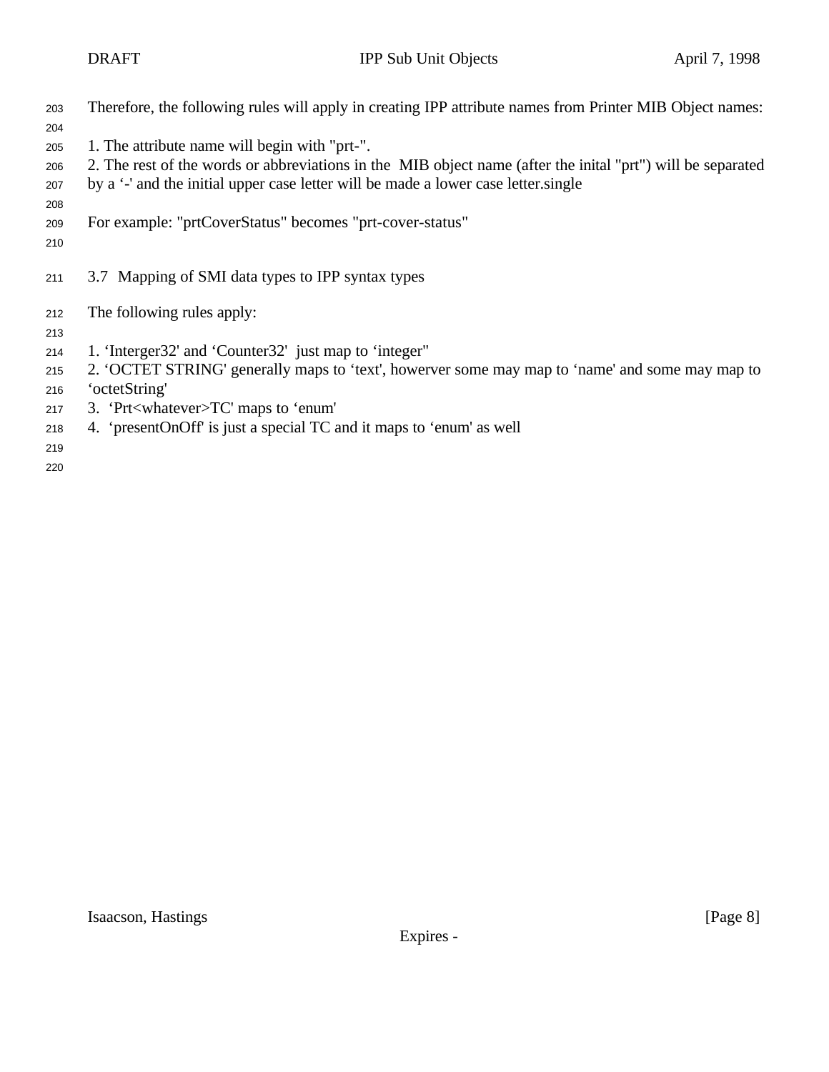Therefore, the following rules will apply in creating IPP attribute names from Printer MIB Object names:

1. The attribute name will begin with "prt-".
2. The rest of the words or abbreviations in the MIB object name (after the inital "prt") will be separated by a '-' and the initial upper case letter will be made a lower case letter.single

For example: "prtCoverStatus" becomes "prt-cover-status"

## 3.7 Mapping of SMI data types to IPP syntax types

The following rules apply:

1. 'Interger32' and 'Counter32' just map to 'integer"
2. 'OCTET STRING' generally maps to 'text', howerver some may map to 'name' and some may map to 'octetString'
3. 'Prt<whatever>TC' maps to 'enum'
4. 'presentOnOff' is just a special TC and it maps to 'enum' as well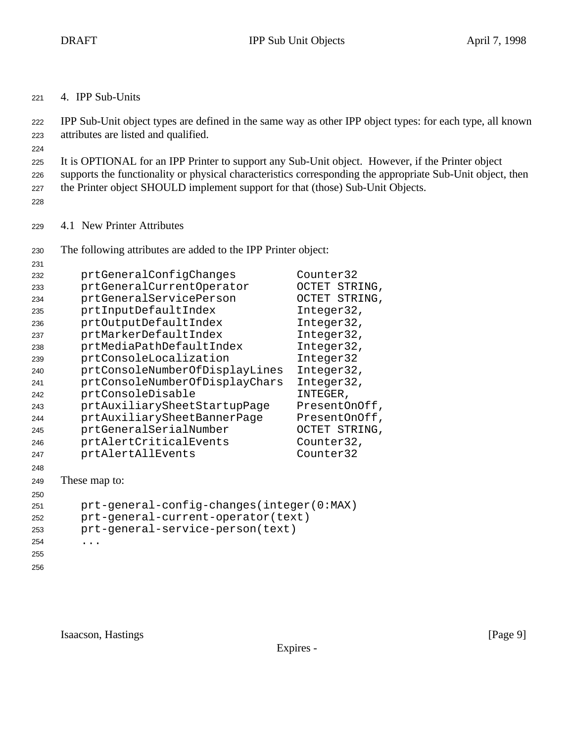# 4. IPP Sub-Units

IPP Sub-Unit object types are defined in the same way as other IPP object types: for each type, all known attributes are listed and qualified.

It is OPTIONAL for an IPP Printer to support any Sub-Unit object. However, if the Printer object supports the functionality or physical characteristics corresponding the appropriate Sub-Unit object, then the Printer object SHOULD implement support for that (those) Sub-Unit Objects.

## 4.1 New Printer Attributes

The following attributes are added to the IPP Printer object:

```
prtGeneralConfigChanges         Counter32
prtGeneralCurrentOperator       OCTET STRING,
prtGeneralServicePerson         OCTET STRING,
prtInputDefaultIndex            Integer32,
prtOutputDefaultIndex           Integer32,
prtMarkerDefaultIndex           Integer32,
prtMediaPathDefaultIndex        Integer32,
prtConsoleLocalization          Integer32
prtConsoleNumberOfDisplayLines  Integer32,
prtConsoleNumberOfDisplayChars  Integer32,
prtConsoleDisable               INTEGER,
prtAuxiliarySheetStartupPage    PresentOnOff,
prtAuxiliarySheetBannerPage     PresentOnOff,
prtGeneralSerialNumber          OCTET STRING,
prtAlertCriticalEvents          Counter32,
prtAlertAllEvents               Counter32
```

These map to:

```
prt-general-config-changes(integer(0:MAX)
prt-general-current-operator(text)
prt-general-service-person(text)
...
```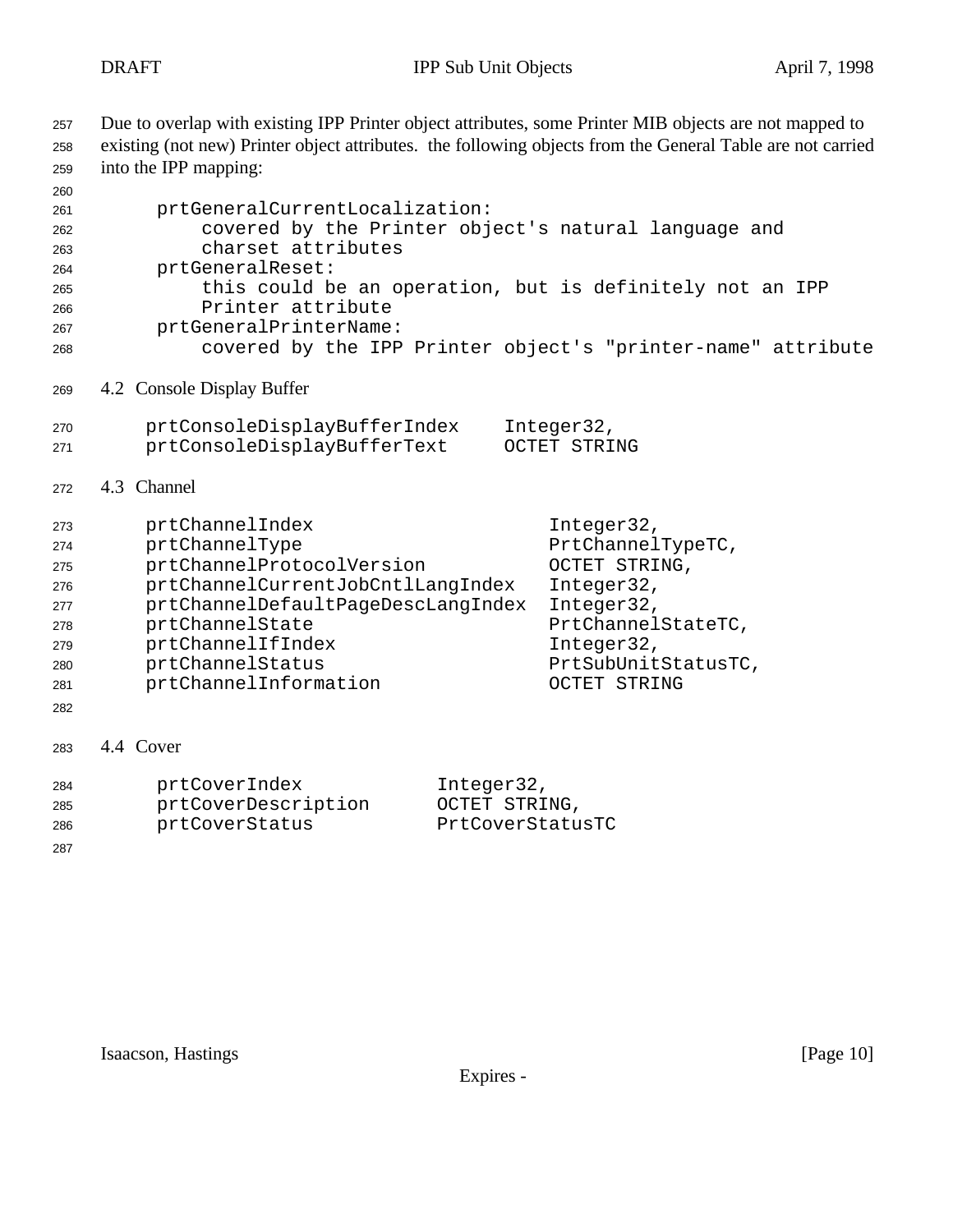Due to overlap with existing IPP Printer object attributes, some Printer MIB objects are not mapped to existing (not new) Printer object attributes. the following objects from the General Table are not carried into the IPP mapping:

```
     prtGeneralCurrentLocalization:
         covered by the Printer object's natural language and
         charset attributes
     prtGeneralReset:
         this could be an operation, but is definitely not an IPP
         Printer attribute
     prtGeneralPrinterName:
         covered by the IPP Printer object's "printer-name" attribute
```

## 4.2 Console Display Buffer

```
    prtConsoleDisplayBufferIndex    Integer32,
    prtConsoleDisplayBufferText     OCTET STRING
```

## 4.3 Channel

```
    prtChannelIndex                     Integer32,
    prtChannelType                      PrtChannelTypeTC,
    prtChannelProtocolVersion           OCTET STRING,
    prtChannelCurrentJobCntlLangIndex   Integer32,
    prtChannelDefaultPageDescLangIndex  Integer32,
    prtChannelState                     PrtChannelStateTC,
    prtChannelIfIndex                   Integer32,
    prtChannelStatus                    PrtSubUnitStatusTC,
    prtChannelInformation               OCTET STRING
```

## 4.4 Cover

```
     prtCoverIndex            Integer32,
     prtCoverDescription      OCTET STRING,
     prtCoverStatus           PrtCoverStatusTC
```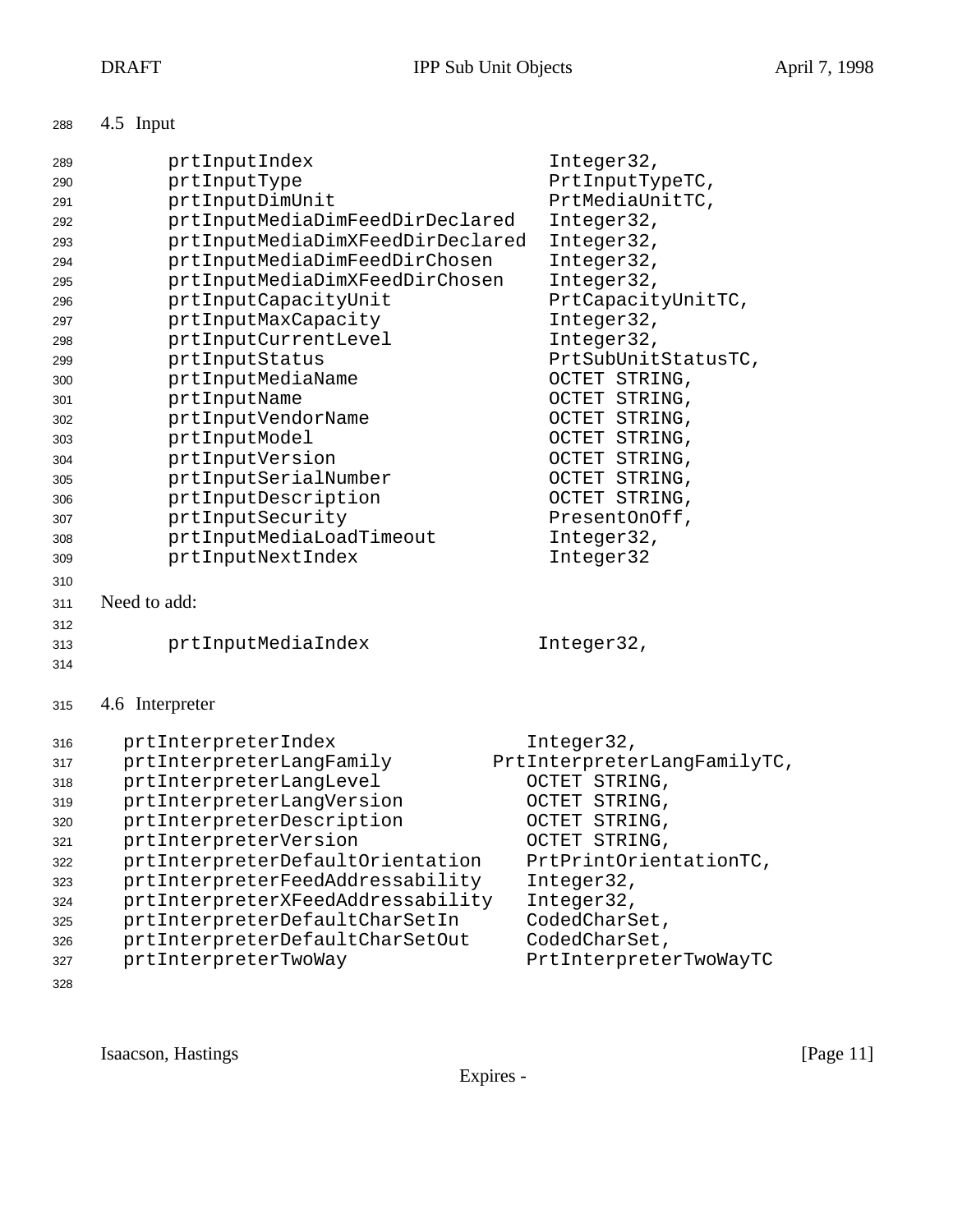### 4.5 Input

```
      prtInputIndex                      Integer32,
      prtInputType                       PrtInputTypeTC,
      prtInputDimUnit                    PrtMediaUnitTC,
      prtInputMediaDimFeedDirDeclared    Integer32,
      prtInputMediaDimXFeedDirDeclared   Integer32,
      prtInputMediaDimFeedDirChosen      Integer32,
      prtInputMediaDimXFeedDirChosen     Integer32,
      prtInputCapacityUnit               PrtCapacityUnitTC,
      prtInputMaxCapacity                Integer32,
      prtInputCurrentLevel               Integer32,
      prtInputStatus                     PrtSubUnitStatusTC,
      prtInputMediaName                  OCTET STRING,
      prtInputName                       OCTET STRING,
      prtInputVendorName                 OCTET STRING,
      prtInputModel                      OCTET STRING,
      prtInputVersion                    OCTET STRING,
      prtInputSerialNumber               OCTET STRING,
      prtInputDescription                OCTET STRING,
      prtInputSecurity                   PresentOnOff,
      prtInputMediaLoadTimeout           Integer32,
      prtInputNextIndex                  Integer32
```

Need to add:

```
      prtInputMediaIndex                Integer32,
```

### 4.6 Interpreter

```
  prtInterpreterIndex                  Integer32,
  prtInterpreterLangFamily          PrtInterpreterLangFamilyTC,
  prtInterpreterLangLevel              OCTET STRING,
  prtInterpreterLangVersion            OCTET STRING,
  prtInterpreterDescription            OCTET STRING,
  prtInterpreterVersion                OCTET STRING,
  prtInterpreterDefaultOrientation     PrtPrintOrientationTC,
  prtInterpreterFeedAddressability     Integer32,
  prtInterpreterXFeedAddressability    Integer32,
  prtInterpreterDefaultCharSetIn       CodedCharSet,
  prtInterpreterDefaultCharSetOut      CodedCharSet,
  prtInterpreterTwoWay                 PrtInterpreterTwoWayTC
```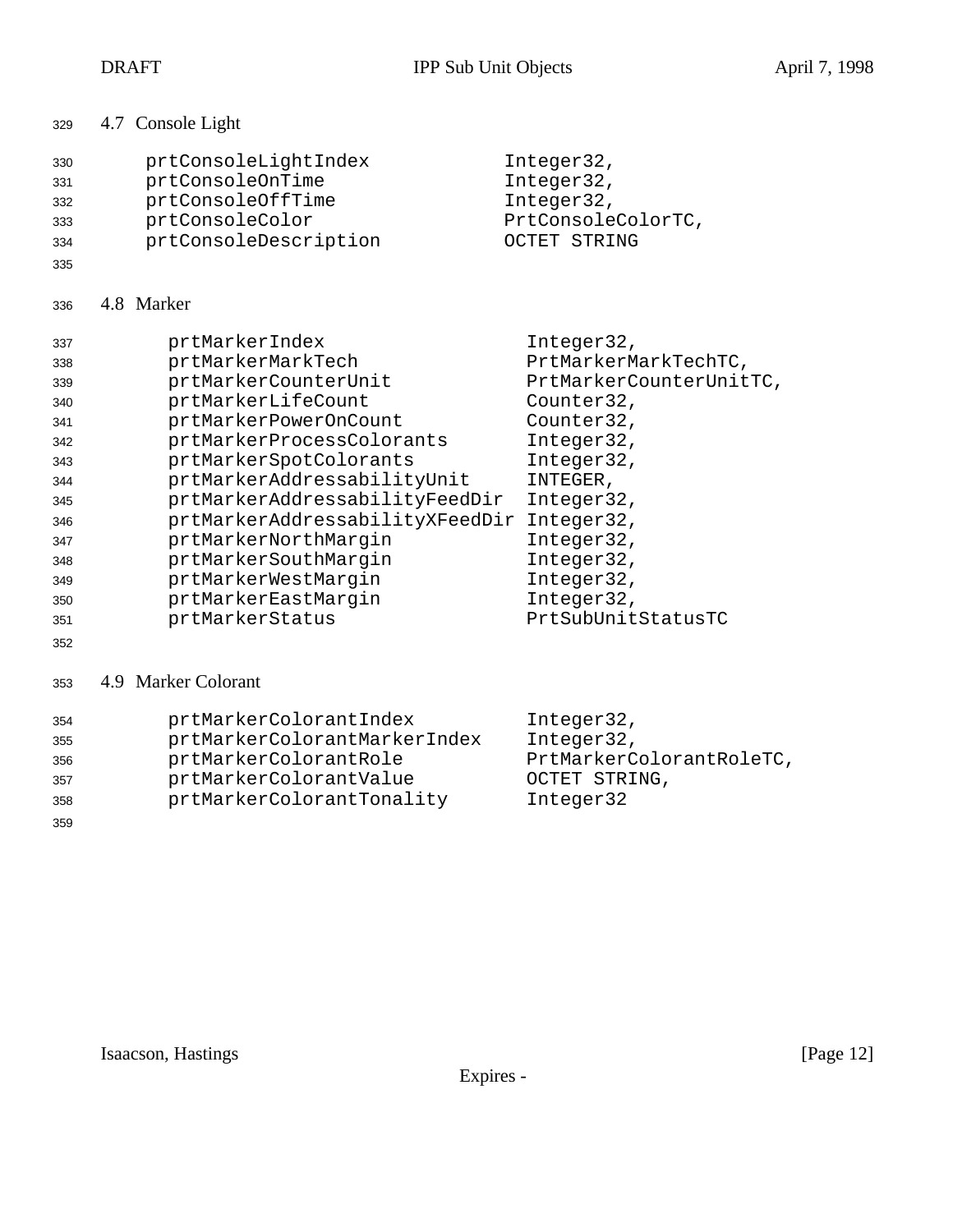## 4.7 Console Light

```
prtConsoleLightIndex            Integer32,
prtConsoleOnTime                Integer32,
prtConsoleOffTime               Integer32,
prtConsoleColor                 PrtConsoleColorTC,
prtConsoleDescription           OCTET STRING
```

## 4.8 Marker

```
prtMarkerIndex                  Integer32,
prtMarkerMarkTech               PrtMarkerMarkTechTC,
prtMarkerCounterUnit            PrtMarkerCounterUnitTC,
prtMarkerLifeCount              Counter32,
prtMarkerPowerOnCount           Counter32,
prtMarkerProcessColorants       Integer32,
prtMarkerSpotColorants          Integer32,
prtMarkerAddressabilityUnit     INTEGER,
prtMarkerAddressabilityFeedDir  Integer32,
prtMarkerAddressabilityXFeedDir Integer32,
prtMarkerNorthMargin            Integer32,
prtMarkerSouthMargin            Integer32,
prtMarkerWestMargin             Integer32,
prtMarkerEastMargin             Integer32,
prtMarkerStatus                 PrtSubUnitStatusTC
```

## 4.9 Marker Colorant

```
prtMarkerColorantIndex          Integer32,
prtMarkerColorantMarkerIndex    Integer32,
prtMarkerColorantRole           PrtMarkerColorantRoleTC,
prtMarkerColorantValue          OCTET STRING,
prtMarkerColorantTonality       Integer32
```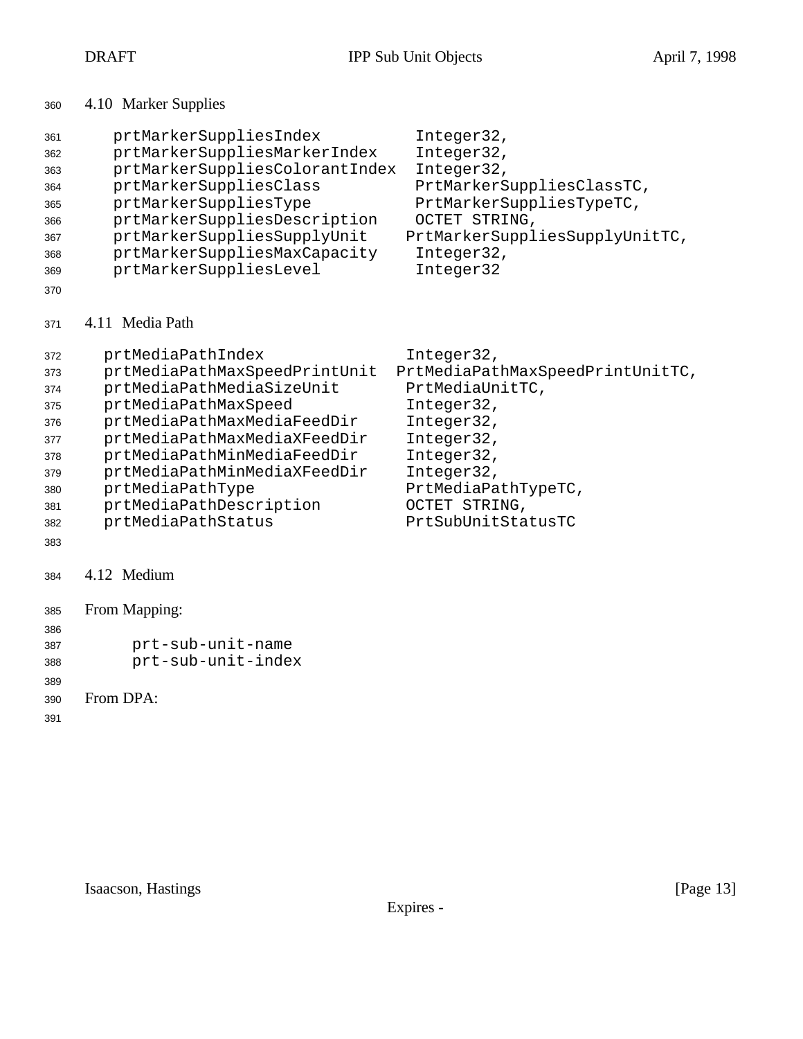## 4.10 Marker Supplies

```
prtMarkerSuppliesIndex           Integer32,
prtMarkerSuppliesMarkerIndex     Integer32,
prtMarkerSuppliesColorantIndex   Integer32,
prtMarkerSuppliesClass           PrtMarkerSuppliesClassTC,
prtMarkerSuppliesType            PrtMarkerSuppliesTypeTC,
prtMarkerSuppliesDescription     OCTET STRING,
prtMarkerSuppliesSupplyUnit     PrtMarkerSuppliesSupplyUnitTC,
prtMarkerSuppliesMaxCapacity     Integer32,
prtMarkerSuppliesLevel           Integer32
```

## 4.11 Media Path

```
prtMediaPathIndex                Integer32,
prtMediaPathMaxSpeedPrintUnit  PrtMediaPathMaxSpeedPrintUnitTC,
prtMediaPathMediaSizeUnit        PrtMediaUnitTC,
prtMediaPathMaxSpeed             Integer32,
prtMediaPathMaxMediaFeedDir      Integer32,
prtMediaPathMaxMediaXFeedDir     Integer32,
prtMediaPathMinMediaFeedDir      Integer32,
prtMediaPathMinMediaXFeedDir     Integer32,
prtMediaPathType                 PrtMediaPathTypeTC,
prtMediaPathDescription          OCTET STRING,
prtMediaPathStatus               PrtSubUnitStatusTC
```

## 4.12 Medium

From Mapping:

```
prt-sub-unit-name
prt-sub-unit-index
```

From DPA: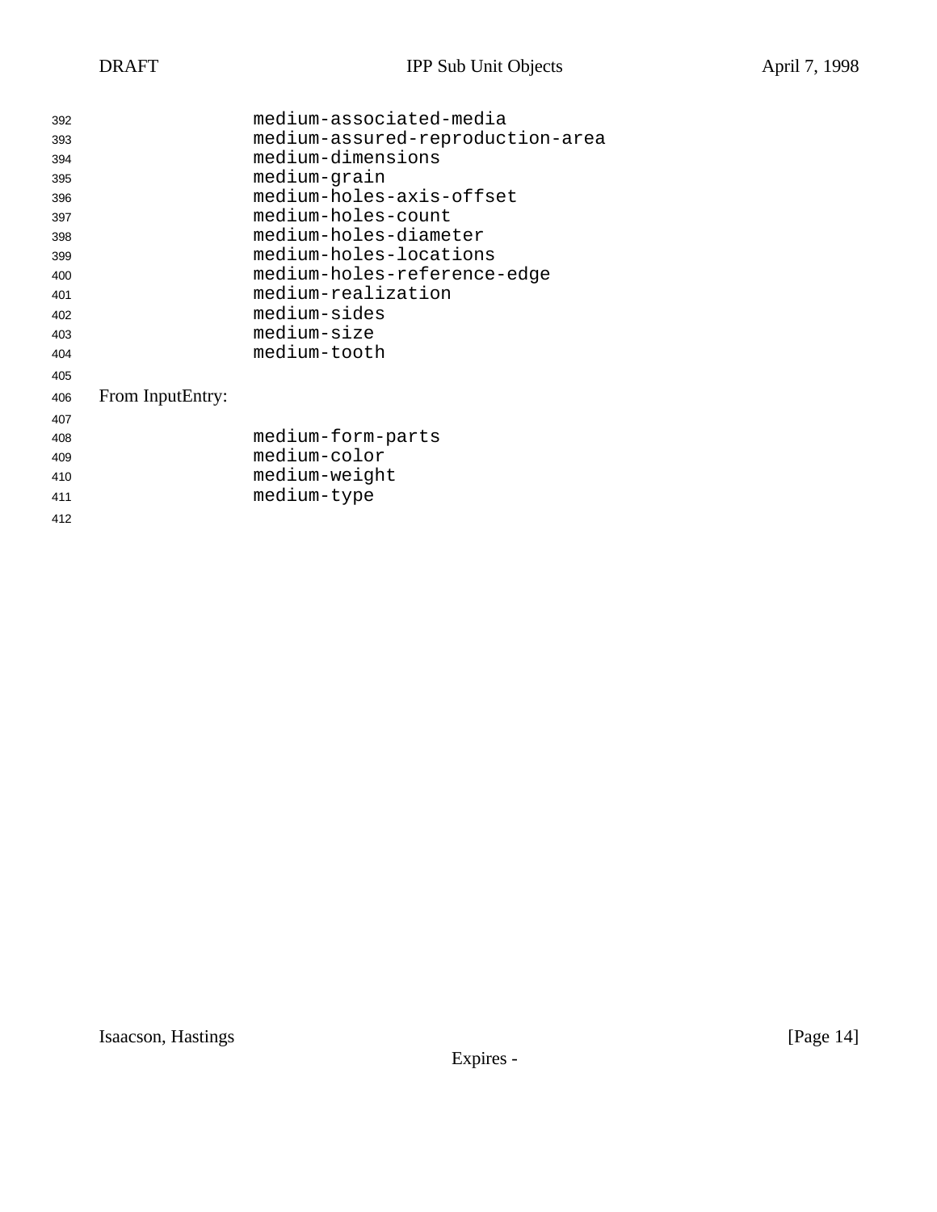```
medium-associated-media
medium-assured-reproduction-area
medium-dimensions
medium-grain
medium-holes-axis-offset
medium-holes-count
medium-holes-diameter
medium-holes-locations
medium-holes-reference-edge
medium-realization
medium-sides
medium-size
medium-tooth
```

From InputEntry:

```
medium-form-parts
medium-color
medium-weight
medium-type
```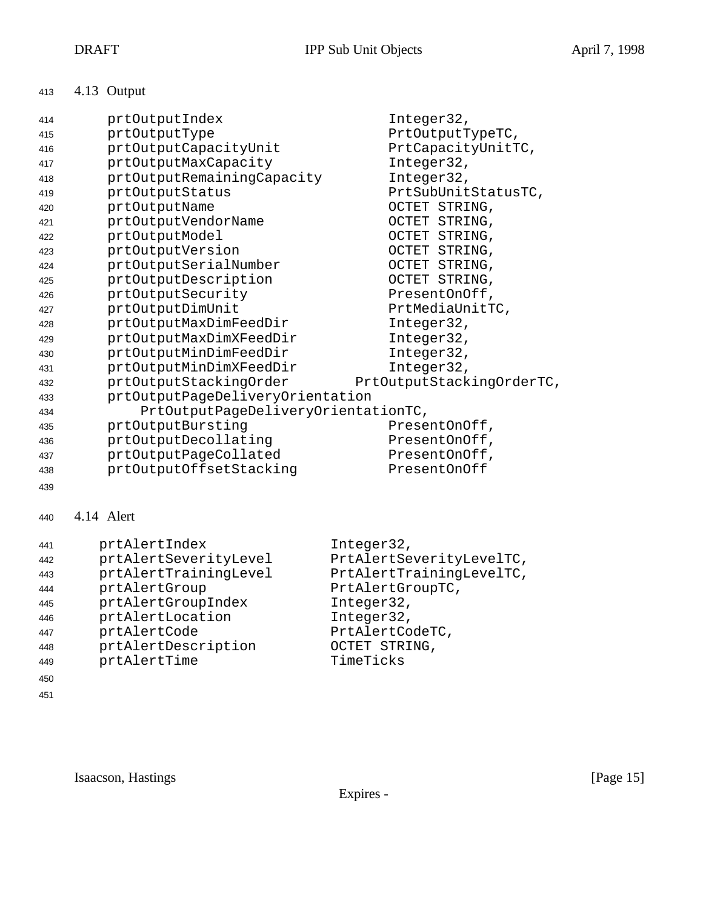## 4.13 Output

```
prtOutputIndex                    Integer32,
prtOutputType                     PrtOutputTypeTC,
prtOutputCapacityUnit             PrtCapacityUnitTC,
prtOutputMaxCapacity              Integer32,
prtOutputRemainingCapacity        Integer32,
prtOutputStatus                   PrtSubUnitStatusTC,
prtOutputName                     OCTET STRING,
prtOutputVendorName               OCTET STRING,
prtOutputModel                    OCTET STRING,
prtOutputVersion                  OCTET STRING,
prtOutputSerialNumber             OCTET STRING,
prtOutputDescription              OCTET STRING,
prtOutputSecurity                 PresentOnOff,
prtOutputDimUnit                  PrtMediaUnitTC,
prtOutputMaxDimFeedDir            Integer32,
prtOutputMaxDimXFeedDir           Integer32,
prtOutputMinDimFeedDir            Integer32,
prtOutputMinDimXFeedDir           Integer32,
prtOutputStackingOrder        PrtOutputStackingOrderTC,
prtOutputPageDeliveryOrientation
    PrtOutputPageDeliveryOrientationTC,
prtOutputBursting                 PresentOnOff,
prtOutputDecollating              PresentOnOff,
prtOutputPageCollated             PresentOnOff,
prtOutputOffsetStacking           PresentOnOff
```

## 4.14 Alert

```
prtAlertIndex              Integer32,
prtAlertSeverityLevel      PrtAlertSeverityLevelTC,
prtAlertTrainingLevel      PrtAlertTrainingLevelTC,
prtAlertGroup              PrtAlertGroupTC,
prtAlertGroupIndex         Integer32,
prtAlertLocation           Integer32,
prtAlertCode               PrtAlertCodeTC,
prtAlertDescription        OCTET STRING,
prtAlertTime               TimeTicks
```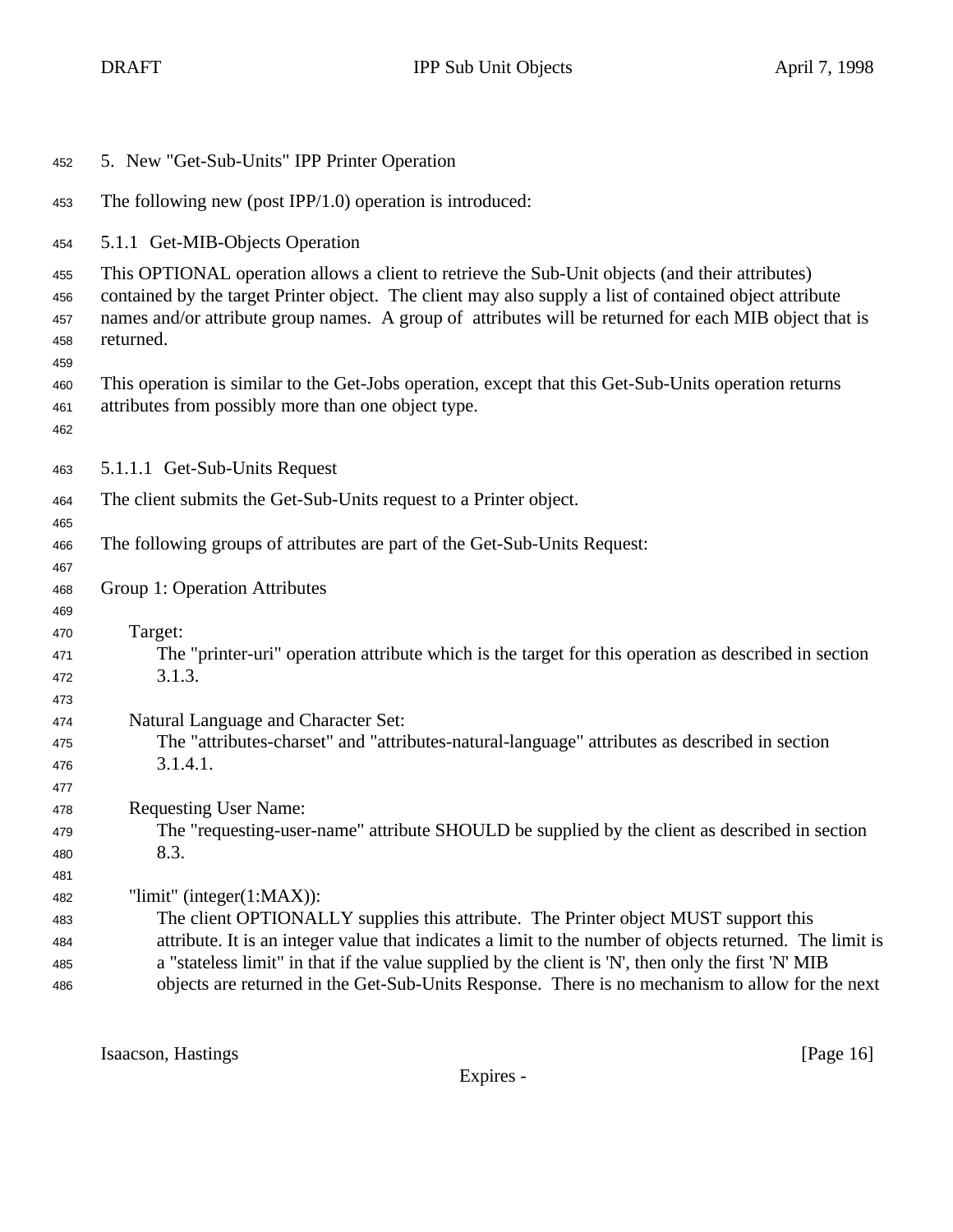## 5. New "Get-Sub-Units" IPP Printer Operation

The following new (post IPP/1.0) operation is introduced:

### 5.1.1 Get-MIB-Objects Operation

This OPTIONAL operation allows a client to retrieve the Sub-Unit objects (and their attributes) contained by the target Printer object. The client may also supply a list of contained object attribute names and/or attribute group names. A group of attributes will be returned for each MIB object that is returned.

This operation is similar to the Get-Jobs operation, except that this Get-Sub-Units operation returns attributes from possibly more than one object type.

#### 5.1.1.1 Get-Sub-Units Request

The client submits the Get-Sub-Units request to a Printer object.

The following groups of attributes are part of the Get-Sub-Units Request:

Group 1: Operation Attributes

Target:
: The "printer-uri" operation attribute which is the target for this operation as described in section 3.1.3.

Natural Language and Character Set:
: The "attributes-charset" and "attributes-natural-language" attributes as described in section 3.1.4.1.

Requesting User Name:
: The "requesting-user-name" attribute SHOULD be supplied by the client as described in section 8.3.

"limit" (integer(1:MAX)):
: The client OPTIONALLY supplies this attribute. The Printer object MUST support this attribute. It is an integer value that indicates a limit to the number of objects returned. The limit is a "stateless limit" in that if the value supplied by the client is 'N', then only the first 'N' MIB objects are returned in the Get-Sub-Units Response. There is no mechanism to allow for the next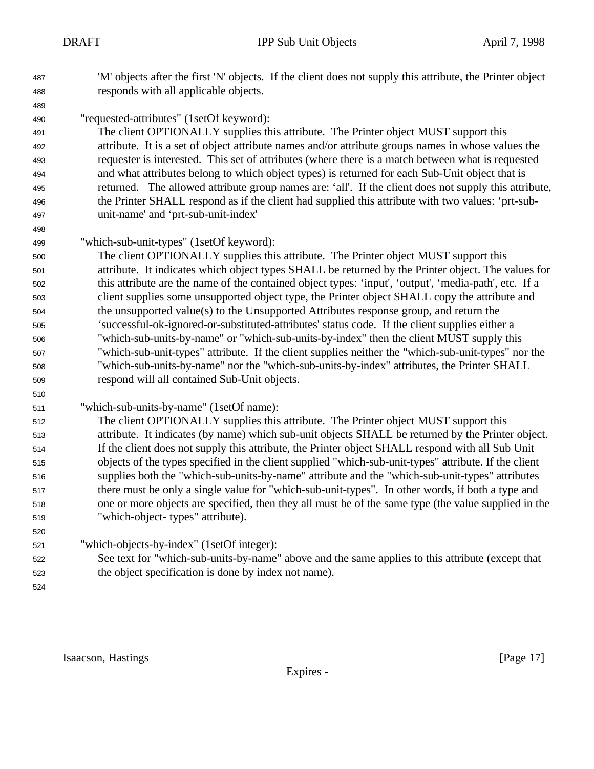'M' objects after the first 'N' objects. If the client does not supply this attribute, the Printer object responds with all applicable objects.

"requested-attributes" (1setOf keyword):
The client OPTIONALLY supplies this attribute. The Printer object MUST support this attribute. It is a set of object attribute names and/or attribute groups names in whose values the requester is interested. This set of attributes (where there is a match between what is requested and what attributes belong to which object types) is returned for each Sub-Unit object that is returned. The allowed attribute group names are: 'all'. If the client does not supply this attribute, the Printer SHALL respond as if the client had supplied this attribute with two values: 'prt-sub-unit-name' and 'prt-sub-unit-index'

"which-sub-unit-types" (1setOf keyword):
The client OPTIONALLY supplies this attribute. The Printer object MUST support this attribute. It indicates which object types SHALL be returned by the Printer object. The values for this attribute are the name of the contained object types: 'input', 'output', 'media-path', etc. If a client supplies some unsupported object type, the Printer object SHALL copy the attribute and the unsupported value(s) to the Unsupported Attributes response group, and return the 'successful-ok-ignored-or-substituted-attributes' status code. If the client supplies either a "which-sub-units-by-name" or "which-sub-units-by-index" then the client MUST supply this "which-sub-unit-types" attribute. If the client supplies neither the "which-sub-unit-types" nor the "which-sub-units-by-name" nor the "which-sub-units-by-index" attributes, the Printer SHALL respond will all contained Sub-Unit objects.

"which-sub-units-by-name" (1setOf name):
The client OPTIONALLY supplies this attribute. The Printer object MUST support this attribute. It indicates (by name) which sub-unit objects SHALL be returned by the Printer object. If the client does not supply this attribute, the Printer object SHALL respond with all Sub Unit objects of the types specified in the client supplied "which-sub-unit-types" attribute. If the client supplies both the "which-sub-units-by-name" attribute and the "which-sub-unit-types" attributes there must be only a single value for "which-sub-unit-types". In other words, if both a type and one or more objects are specified, then they all must be of the same type (the value supplied in the "which-object- types" attribute).

"which-objects-by-index" (1setOf integer):
See text for "which-sub-units-by-name" above and the same applies to this attribute (except that the object specification is done by index not name).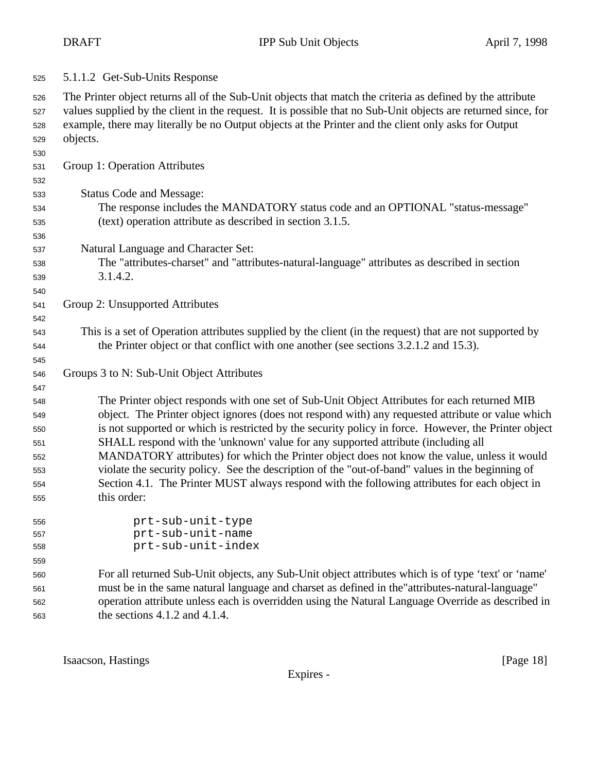#### 5.1.1.2 Get-Sub-Units Response

The Printer object returns all of the Sub-Unit objects that match the criteria as defined by the attribute values supplied by the client in the request. It is possible that no Sub-Unit objects are returned since, for example, there may literally be no Output objects at the Printer and the client only asks for Output objects.

Group 1: Operation Attributes

Status Code and Message:
The response includes the MANDATORY status code and an OPTIONAL "status-message" (text) operation attribute as described in section 3.1.5.

Natural Language and Character Set:
The "attributes-charset" and "attributes-natural-language" attributes as described in section 3.1.4.2.

Group 2: Unsupported Attributes

This is a set of Operation attributes supplied by the client (in the request) that are not supported by the Printer object or that conflict with one another (see sections 3.2.1.2 and 15.3).

Groups 3 to N: Sub-Unit Object Attributes

The Printer object responds with one set of Sub-Unit Object Attributes for each returned MIB object. The Printer object ignores (does not respond with) any requested attribute or value which is not supported or which is restricted by the security policy in force. However, the Printer object SHALL respond with the 'unknown' value for any supported attribute (including all MANDATORY attributes) for which the Printer object does not know the value, unless it would violate the security policy. See the description of the "out-of-band" values in the beginning of Section 4.1. The Printer MUST always respond with the following attributes for each object in this order:

```
prt-sub-unit-type
prt-sub-unit-name
prt-sub-unit-index
```

For all returned Sub-Unit objects, any Sub-Unit object attributes which is of type ‘text' or ‘name' must be in the same natural language and charset as defined in the"attributes-natural-language" operation attribute unless each is overridden using the Natural Language Override as described in the sections 4.1.2 and 4.1.4.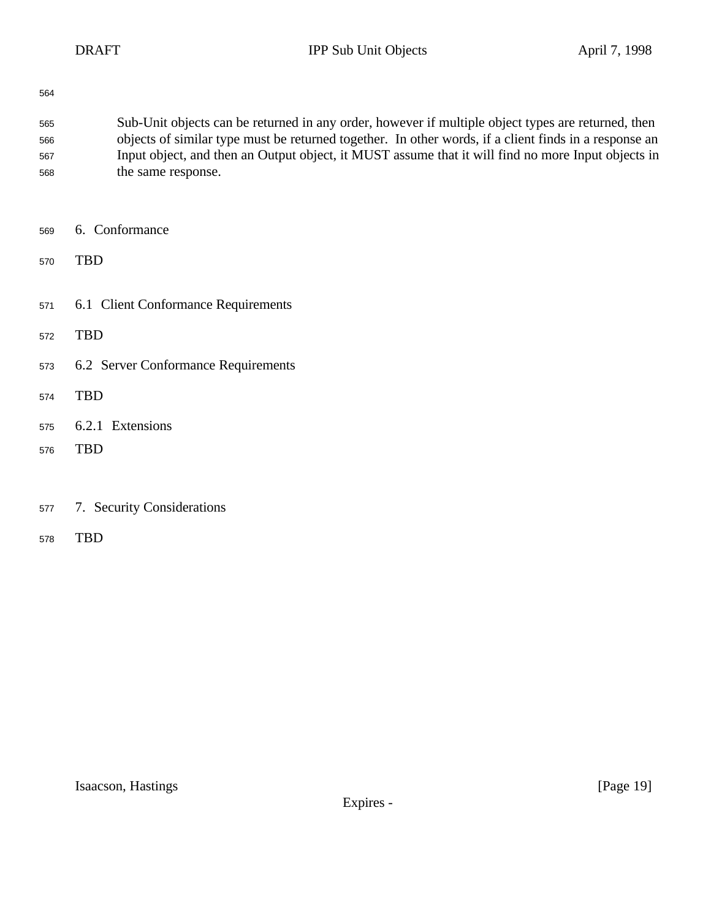Sub-Unit objects can be returned in any order, however if multiple object types are returned, then objects of similar type must be returned together. In other words, if a client finds in a response an Input object, and then an Output object, it MUST assume that it will find no more Input objects in the same response.

# 6. Conformance

TBD

## 6.1 Client Conformance Requirements

TBD

## 6.2 Server Conformance Requirements

TBD

### 6.2.1 Extensions

TBD

# 7. Security Considerations

TBD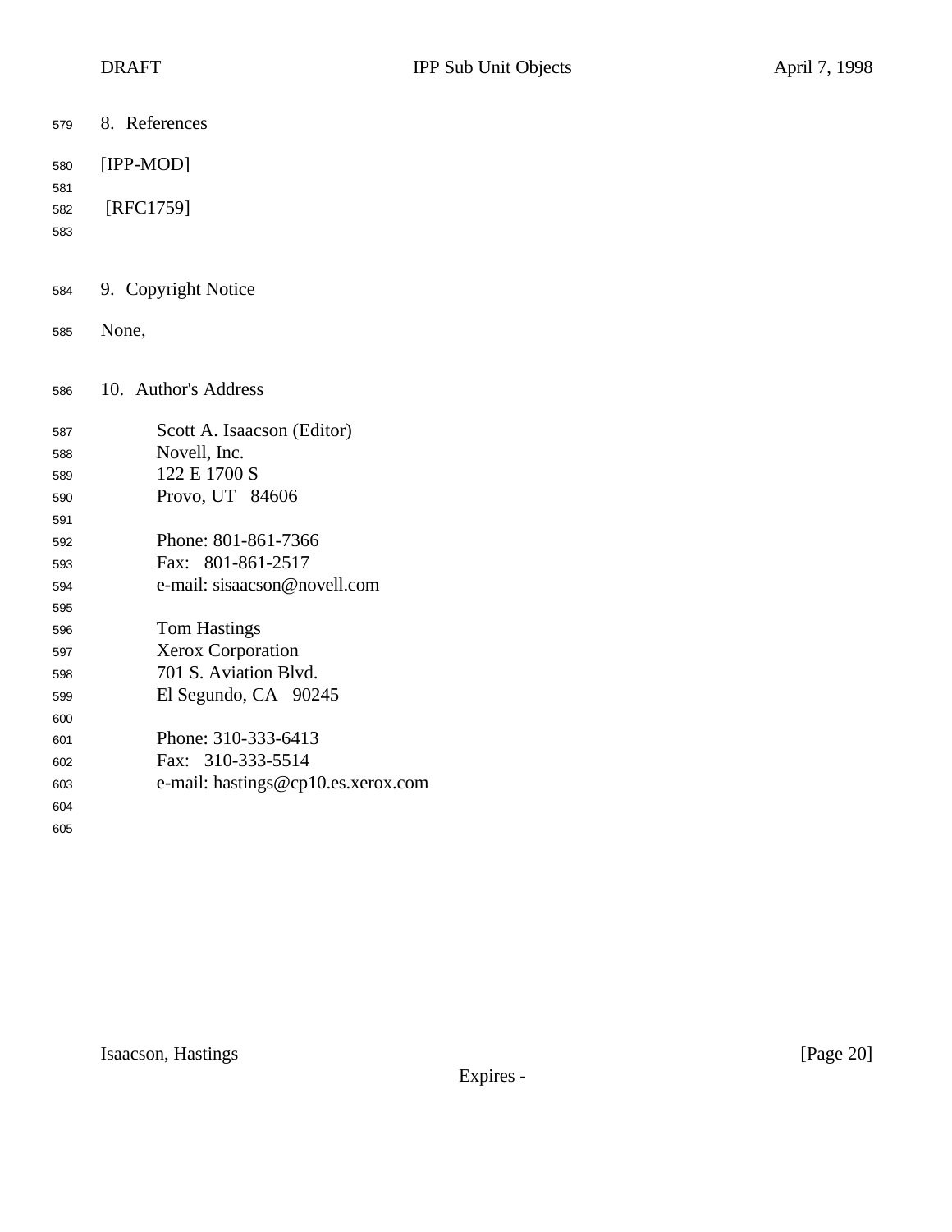## 8. References

[IPP-MOD]

[RFC1759]

## 9. Copyright Notice

None,

## 10. Author's Address

Scott A. Isaacson (Editor)
Novell, Inc.
122 E 1700 S
Provo, UT 84606

Phone: 801-861-7366
Fax: 801-861-2517
e-mail: sisaacson@novell.com

Tom Hastings
Xerox Corporation
701 S. Aviation Blvd.
El Segundo, CA 90245

Phone: 310-333-6413
Fax: 310-333-5514
e-mail: hastings@cp10.es.xerox.com